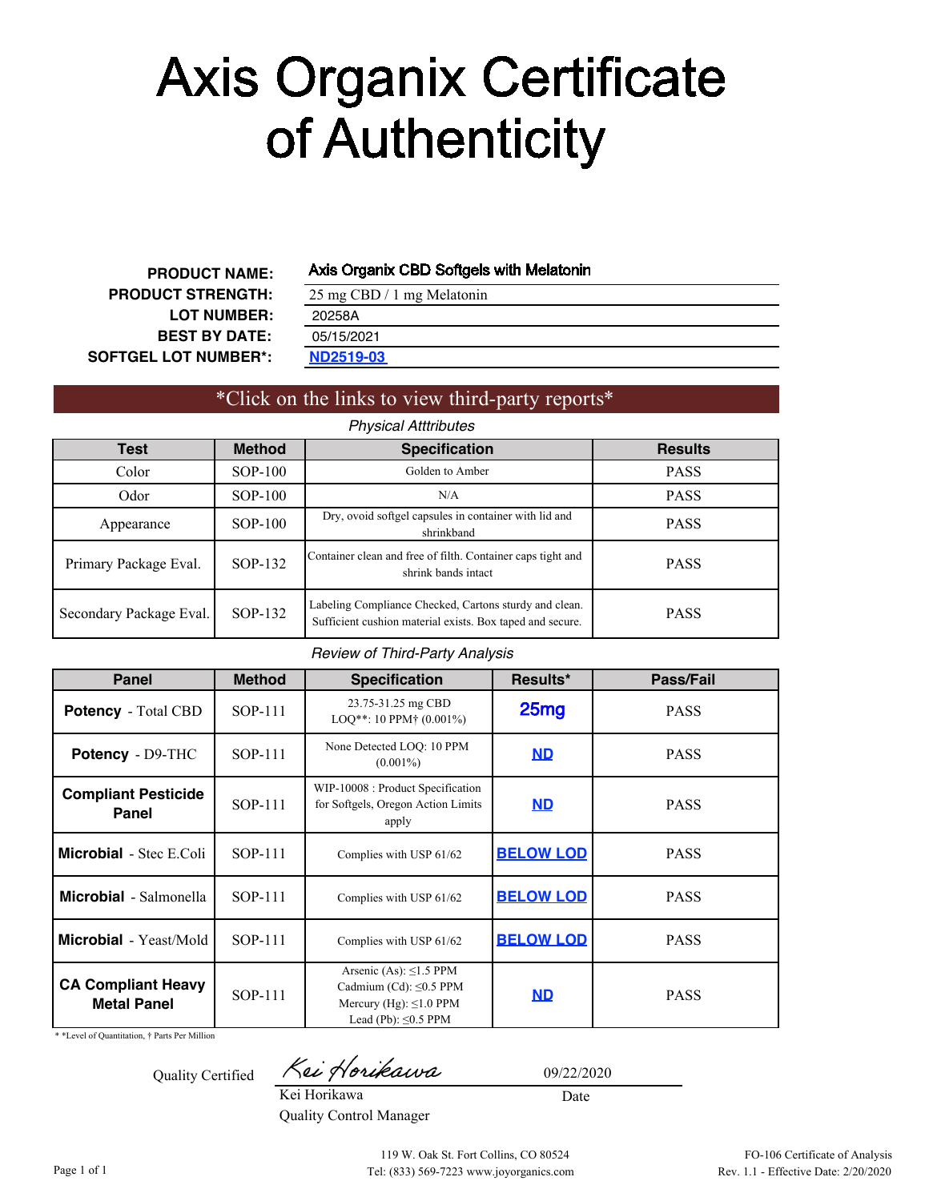# Axis Organix Certificate of Authenticity

| | |
|---|---|
| **PRODUCT NAME:** | Axis Organix CBD Softgels with Melatonin |
| **PRODUCT STRENGTH:** | 25 mg CBD / 1 mg Melatonin |
| **LOT NUMBER:** | 20258A |
| **BEST BY DATE:** | 05/15/2021 |
| **SOFTGEL LOT NUMBER*:** | ND2519-03 |

*Click on the links to view third-party reports*

*Physical Atttributes*

| Test | Method | Specification | Results |
|---|---|---|---|
| Color | SOP-100 | Golden to Amber | PASS |
| Odor | SOP-100 | N/A | PASS |
| Appearance | SOP-100 | Dry, ovoid softgel capsules in container with lid and shrinkband | PASS |
| Primary Package Eval. | SOP-132 | Container clean and free of filth. Container caps tight and shrink bands intact | PASS |
| Secondary Package Eval. | SOP-132 | Labeling Compliance Checked, Cartons sturdy and clean. Sufficient cushion material exists. Box taped and secure. | PASS |

*Review of Third-Party Analysis*

| Panel | Method | Specification | Results* | Pass/Fail |
|---|---|---|---|---|
| **Potency** - Total CBD | SOP-111 | 23.75-31.25 mg CBD LOQ**: 10 PPM† (0.001%) | 25mg | PASS |
| **Potency** - D9-THC | SOP-111 | None Detected LOQ: 10 PPM (0.001%) | ND | PASS |
| **Compliant Pesticide Panel** | SOP-111 | WIP-10008 : Product Specification for Softgels, Oregon Action Limits apply | ND | PASS |
| **Microbial** - Stec E.Coli | SOP-111 | Complies with USP 61/62 | BELOW LOD | PASS |
| **Microbial** - Salmonella | SOP-111 | Complies with USP 61/62 | BELOW LOD | PASS |
| **Microbial** - Yeast/Mold | SOP-111 | Complies with USP 61/62 | BELOW LOD | PASS |
| **CA Compliant Heavy Metal Panel** | SOP-111 | Arsenic (As): ≤1.5 PPM Cadmium (Cd): ≤0.5 PPM Mercury (Hg): ≤1.0 PPM Lead (Pb): ≤0.5 PPM | ND | PASS |

* *Level of Quantitation, † Parts Per Million

Quality Certified

Kei Horikawa
Kei Horikawa
Quality Control Manager

09/22/2020
Date

119 W. Oak St. Fort Collins, CO 80524
Tel: (833) 569-7223 www.joyorganics.com

FO-106 Certificate of Analysis
Rev. 1.1 - Effective Date: 2/20/2020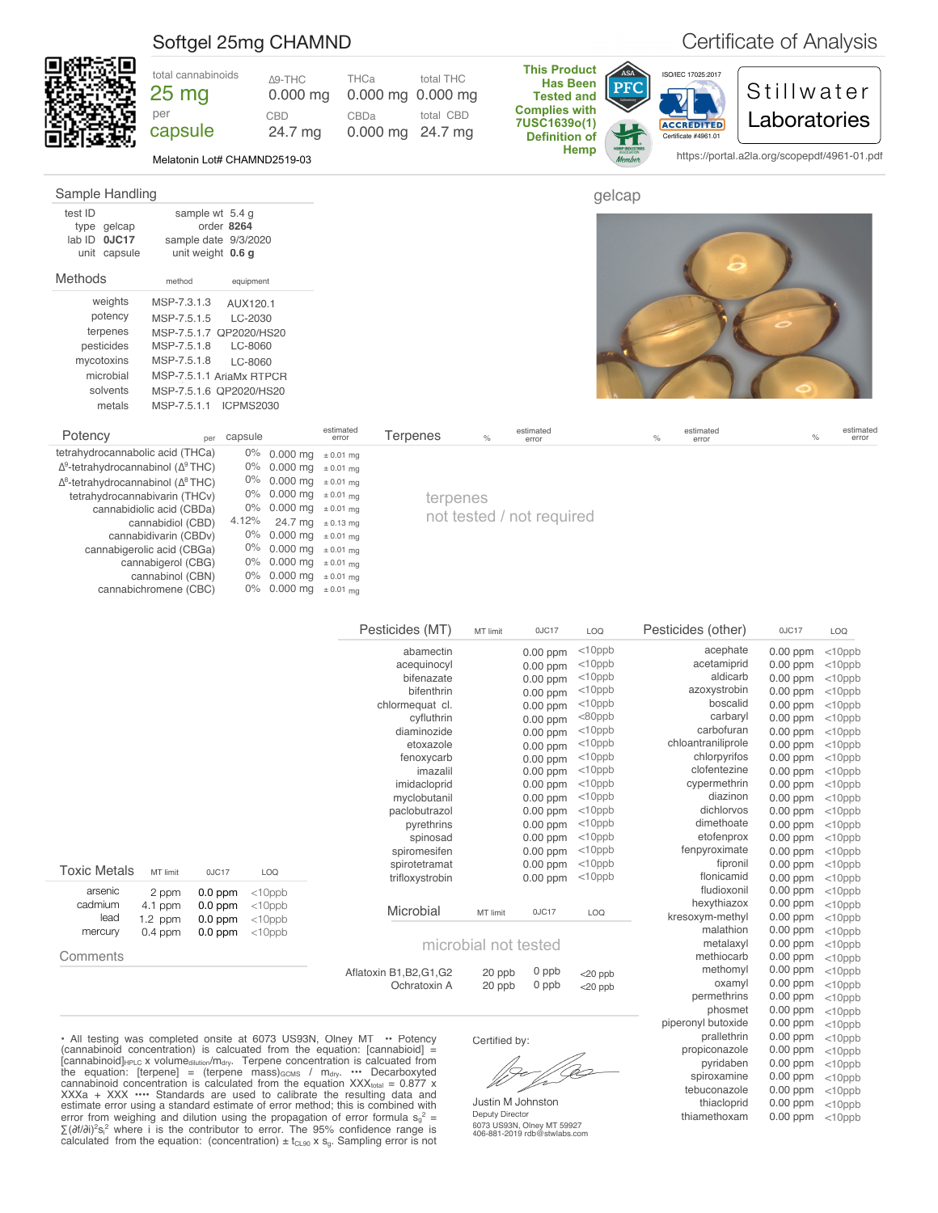# Softgel 25mg CHAMND

## Certificate of Analysis

| total cannabinoids | Δ9-THC | THCa | total THC |
|---|---|---|---|
| 25 mg | 0.000 mg | 0.000 mg | 0.000 mg |
| per | CBD | CBDa | total CBD |
| capsule | 24.7 mg | 0.000 mg | 24.7 mg |

Melatonin Lot# CHAMND2519-03

**This Product Has Been Tested and Complies with 7USC1639o(1) Definition of Hemp**

ISO/IEC 17025:2017 ACCREDITED Certificate #4961.01

Stillwater Laboratories

https://portal.a2la.org/scopepdf/4961-01.pdf

## Sample Handling

| | | | |
|---|---|---|---|
| test ID | | sample wt | 5.4 g |
| type | gelcap | order | **8264** |
| lab ID | **0JC17** | sample date | 9/3/2020 |
| unit | capsule | unit weight | **0.6 g** |

gelcap

## Methods

| | method | equipment |
|---|---|---|
| weights | MSP-7.3.1.3 | AUX120.1 |
| potency | MSP-7.5.1.5 | LC-2030 |
| terpenes | MSP-7.5.1.7 | QP2020/HS20 |
| pesticides | MSP-7.5.1.8 | LC-8060 |
| mycotoxins | MSP-7.5.1.8 | LC-8060 |
| microbial | MSP-7.5.1.1 | AriaMx RTPCR |
| solvents | MSP-7.5.1.6 | QP2020/HS20 |
| metals | MSP-7.5.1.1 | ICPMS2030 |

## Potency

| | per | capsule | estimated error |
|---|---|---|---|
| tetrahydrocannabolic acid (THCa) | 0% | 0.000 mg | ± 0.01 mg |
| $\Delta^9$-tetrahydrocannabinol ($\Delta^9$ THC) | 0% | 0.000 mg | ± 0.01 mg |
| $\Delta^8$-tetrahydrocannabinol ($\Delta^8$ THC) | 0% | 0.000 mg | ± 0.01 mg |
| tetrahydrocannabivarin (THCv) | 0% | 0.000 mg | ± 0.01 mg |
| cannabidiolic acid (CBDa) | 0% | 0.000 mg | ± 0.01 mg |
| cannabidiol (CBD) | 4.12% | 24.7 mg | ± 0.13 mg |
| cannabidivarin (CBDv) | 0% | 0.000 mg | ± 0.01 mg |
| cannabigerolic acid (CBGa) | 0% | 0.000 mg | ± 0.01 mg |
| cannabigerol (CBG) | 0% | 0.000 mg | ± 0.01 mg |
| cannabinol (CBN) | 0% | 0.000 mg | ± 0.01 mg |
| cannabichromene (CBC) | 0% | 0.000 mg | ± 0.01 mg |

## Terpenes

terpenes
not tested / not required

## Pesticides (MT)

| | MT limit | 0JC17 | LOQ |
|---|---|---|---|
| abamectin | | 0.00 ppm | <10ppb |
| acequinocyl | | 0.00 ppm | <10ppb |
| bifenazate | | 0.00 ppm | <10ppb |
| bifenthrin | | 0.00 ppm | <10ppb |
| chlormequat cl. | | 0.00 ppm | <10ppb |
| cyfluthrin | | 0.00 ppm | <80ppb |
| diaminozide | | 0.00 ppm | <10ppb |
| etoxazole | | 0.00 ppm | <10ppb |
| fenoxycarb | | 0.00 ppm | <10ppb |
| imazalil | | 0.00 ppm | <10ppb |
| imidacloprid | | 0.00 ppm | <10ppb |
| myclobutanil | | 0.00 ppm | <10ppb |
| paclobutrazol | | 0.00 ppm | <10ppb |
| pyrethrins | | 0.00 ppm | <10ppb |
| spinosad | | 0.00 ppm | <10ppb |
| spiromesifen | | 0.00 ppm | <10ppb |
| spirotetramat | | 0.00 ppm | <10ppb |
| trifloxystrobin | | 0.00 ppm | <10ppb |

## Pesticides (other)

| | 0JC17 | LOQ |
|---|---|---|
| acephate | 0.00 ppm | <10ppb |
| acetamiprid | 0.00 ppm | <10ppb |
| aldicarb | 0.00 ppm | <10ppb |
| azoxystrobin | 0.00 ppm | <10ppb |
| boscalid | 0.00 ppm | <10ppb |
| carbaryl | 0.00 ppm | <10ppb |
| carbofuran | 0.00 ppm | <10ppb |
| chloantraniliprole | 0.00 ppm | <10ppb |
| chlorpyrifos | 0.00 ppm | <10ppb |
| clofentezine | 0.00 ppm | <10ppb |
| cypermethrin | 0.00 ppm | <10ppb |
| diazinon | 0.00 ppm | <10ppb |
| dichlorvos | 0.00 ppm | <10ppb |
| dimethoate | 0.00 ppm | <10ppb |
| etofenprox | 0.00 ppm | <10ppb |
| fenpyroximate | 0.00 ppm | <10ppb |
| fipronil | 0.00 ppm | <10ppb |
| flonicamid | 0.00 ppm | <10ppb |
| fludioxonil | 0.00 ppm | <10ppb |
| hexythiazox | 0.00 ppm | <10ppb |
| kresoxym-methyl | 0.00 ppm | <10ppb |
| malathion | 0.00 ppm | <10ppb |
| metalaxyl | 0.00 ppm | <10ppb |
| methiocarb | 0.00 ppm | <10ppb |
| methomyl | 0.00 ppm | <10ppb |
| oxamyl | 0.00 ppm | <10ppb |
| permethrins | 0.00 ppm | <10ppb |
| phosmet | 0.00 ppm | <10ppb |
| piperonyl butoxide | 0.00 ppm | <10ppb |
| prallethrin | 0.00 ppm | <10ppb |
| propiconazole | 0.00 ppm | <10ppb |
| pyridaben | 0.00 ppm | <10ppb |
| spiroxamine | 0.00 ppm | <10ppb |
| tebuconazole | 0.00 ppm | <10ppb |
| thiacloprid | 0.00 ppm | <10ppb |
| thiamethoxam | 0.00 ppm | <10ppb |

## Toxic Metals

| | MT limit | 0JC17 | LOQ |
|---|---|---|---|
| arsenic | 2 ppm | 0.0 ppm | <10ppb |
| cadmium | 4.1 ppm | 0.0 ppm | <10ppb |
| lead | 1.2 ppm | 0.0 ppm | <10ppb |
| mercury | 0.4 ppm | 0.0 ppm | <10ppb |

## Microbial

| | MT limit | 0JC17 | LOQ |
|---|---|---|---|

microbial not tested

| | | | |
|---|---|---|---|
| Aflatoxin B1,B2,G1,G2 | 20 ppb | 0 ppb | <20 ppb |
| Ochratoxin A | 20 ppb | 0 ppb | <20 ppb |

## Comments

• All testing was completed onsite at 6073 US93N, Olney MT •• Potency (cannabinoid concentration) is calculated from the equation: [cannabinoid] = $[\text{cannabinoid}]_{HPLC}$ x $\text{volume}_{dilution}/m_{dry}$. Terpene concentration is calculated from the equation: [terpene] = $(\text{terpene mass})_{GCMS}$ / $m_{dry}$. ••• Decarboxyted cannabinoid concentration is calculated from the equation $XXX_{total}$ = 0.877 x XXXa + XXX •••• Standards are used to calibrate the resulting data and estimate error using a standard estimate of error method; this is combined with error from weighing and dilution using the propagation of error formula $s_g^2 = \sum(\partial f/\partial i)^2 s_i^2$ where i is the contributor to error. The 95% confidence range is calculated from the equation: (concentration) ± $t_{CL90}$ x $s_g$. Sampling error is not

Certified by:

Justin M Johnston
Deputy Director
6073 US93N, Olney MT 59927
406-881-2019 rdb@stwlabs.com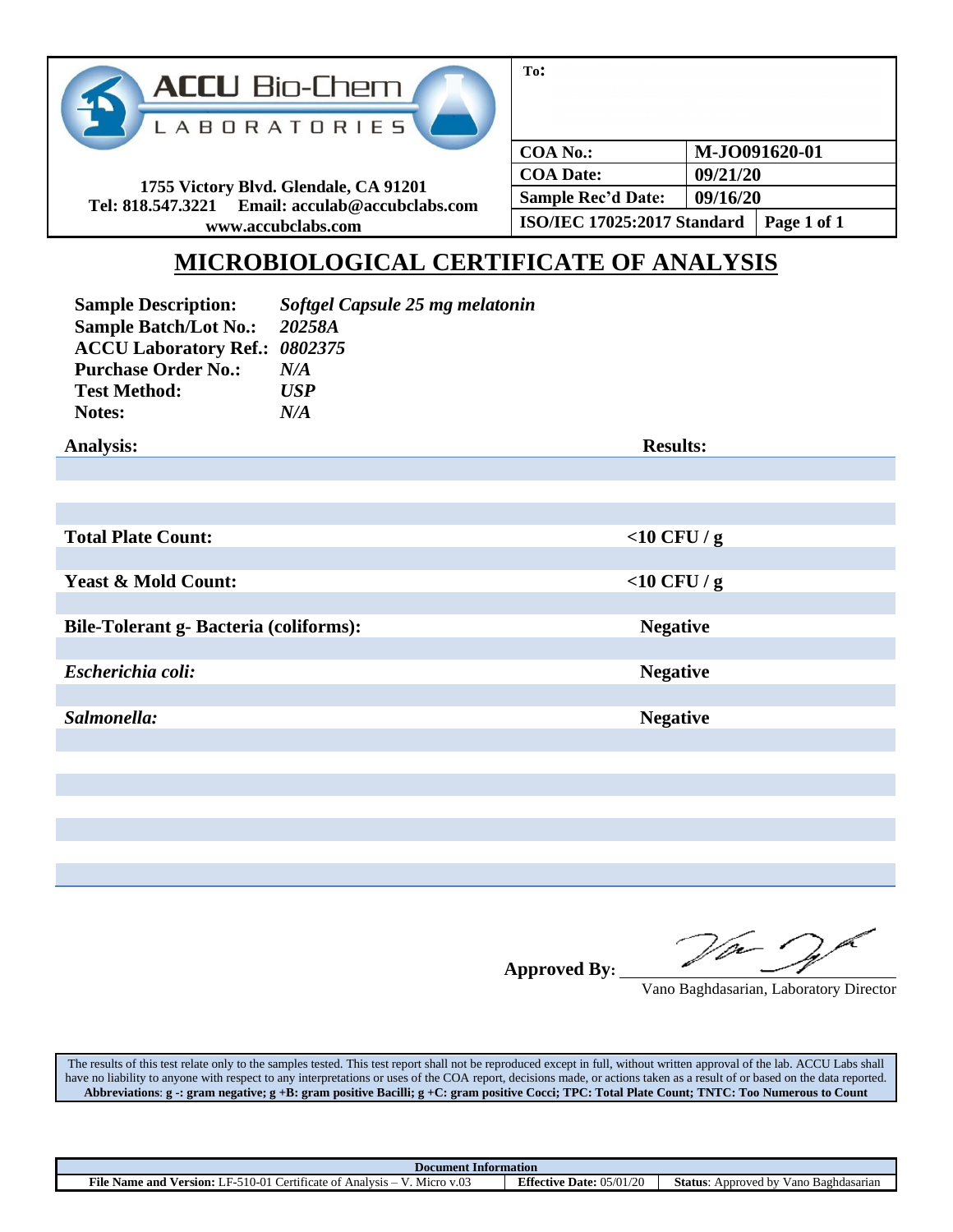ACCU Bio-Chem LABORATORIES

1755 Victory Blvd. Glendale, CA 91201
Tel: 818.547.3221 Email: acculab@accubclabs.com
www.accubclabs.com

**To:**

| | |
|---|---|
| **COA No.:** | **M-JO091620-01** |
| **COA Date:** | **09/21/20** |
| **Sample Rec'd Date:** | **09/16/20** |
| **ISO/IEC 17025:2017 Standard** | **Page 1 of 1** |

# MICROBIOLOGICAL CERTIFICATE OF ANALYSIS

**Sample Description:** ***Softgel Capsule 25 mg melatonin***
**Sample Batch/Lot No.:** ***20258A***
**ACCU Laboratory Ref.:** ***0802375***
**Purchase Order No.:** ***N/A***
**Test Method:** ***USP***
**Notes:** ***N/A***

| Analysis: | Results: |
|---|---|
| **Total Plate Count:** | **<10 CFU / g** |
| **Yeast & Mold Count:** | **<10 CFU / g** |
| **Bile-Tolerant g- Bacteria (coliforms):** | **Negative** |
| ***Escherichia coli:*** | **Negative** |
| ***Salmonella:*** | **Negative** |

**Approved By:**
Vano Baghdasarian, Laboratory Director

The results of this test relate only to the samples tested. This test report shall not be reproduced except in full, without written approval of the lab. ACCU Labs shall have no liability to anyone with respect to any interpretations or uses of the COA report, decisions made, or actions taken as a result of or based on the data reported.
**Abbreviations: g -: gram negative; g +B: gram positive Bacilli; g +C: gram positive Cocci; TPC: Total Plate Count; TNTC: Too Numerous to Count**

| Document Information | | |
|---|---|---|
| **File Name and Version:** LF-510-01 Certificate of Analysis – V. Micro v.03 | **Effective Date:** 05/01/20 | **Status**: Approved by Vano Baghdasarian |